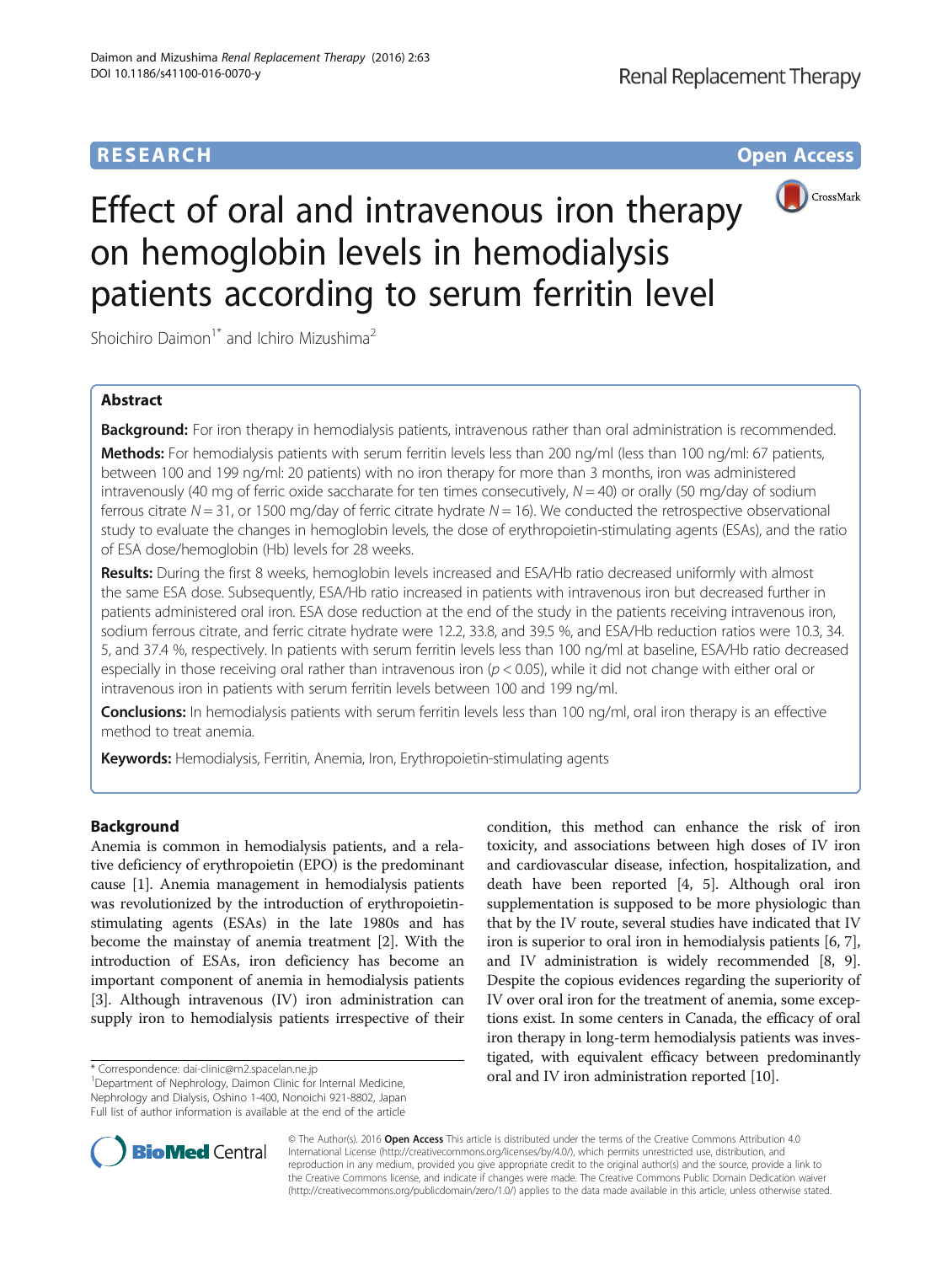RESEARCH **Open Access**

# Effect of oral and intravenous iron therapy on hemoglobin levels in hemodialysis patients according to serum ferritin level

Shoichiro Daimon[1*] and Ichiro Mizushima[2]

## Abstract

**Background:** For iron therapy in hemodialysis patients, intravenous rather than oral administration is recommended.

**Methods:** For hemodialysis patients with serum ferritin levels less than 200 ng/ml (less than 100 ng/ml: 67 patients, between 100 and 199 ng/ml: 20 patients) with no iron therapy for more than 3 months, iron was administered intravenously (40 mg of ferric oxide saccharate for ten times consecutively, $N = 40$) or orally (50 mg/day of sodium ferrous citrate $N = 31$, or 1500 mg/day of ferric citrate hydrate $N = 16$). We conducted the retrospective observational study to evaluate the changes in hemoglobin levels, the dose of erythropoietin-stimulating agents (ESAs), and the ratio of ESA dose/hemoglobin (Hb) levels for 28 weeks.

**Results:** During the first 8 weeks, hemoglobin levels increased and ESA/Hb ratio decreased uniformly with almost the same ESA dose. Subsequently, ESA/Hb ratio increased in patients with intravenous iron but decreased further in patients administered oral iron. ESA dose reduction at the end of the study in the patients receiving intravenous iron, sodium ferrous citrate, and ferric citrate hydrate were 12.2, 33.8, and 39.5 %, and ESA/Hb reduction ratios were 10.3, 34.5, and 37.4 %, respectively. In patients with serum ferritin levels less than 100 ng/ml at baseline, ESA/Hb ratio decreased especially in those receiving oral rather than intravenous iron ($p < 0.05$), while it did not change with either oral or intravenous iron in patients with serum ferritin levels between 100 and 199 ng/ml.

**Conclusions:** In hemodialysis patients with serum ferritin levels less than 100 ng/ml, oral iron therapy is an effective method to treat anemia.

**Keywords:** Hemodialysis, Ferritin, Anemia, Iron, Erythropoietin-stimulating agents

## Background

Anemia is common in hemodialysis patients, and a relative deficiency of erythropoietin (EPO) is the predominant cause [1]. Anemia management in hemodialysis patients was revolutionized by the introduction of erythropoietin-stimulating agents (ESAs) in the late 1980s and has become the mainstay of anemia treatment [2]. With the introduction of ESAs, iron deficiency has become an important component of anemia in hemodialysis patients [3]. Although intravenous (IV) iron administration can supply iron to hemodialysis patients irrespective of their condition, this method can enhance the risk of iron toxicity, and associations between high doses of IV iron and cardiovascular disease, infection, hospitalization, and death have been reported [4, 5]. Although oral iron supplementation is supposed to be more physiologic than that by the IV route, several studies have indicated that IV iron is superior to oral iron in hemodialysis patients [6, 7], and IV administration is widely recommended [8, 9]. Despite the copious evidences regarding the superiority of IV over oral iron for the treatment of anemia, some exceptions exist. In some centers in Canada, the efficacy of oral iron therapy in long-term hemodialysis patients was investigated, with equivalent efficacy between predominantly oral and IV iron administration reported [10].

* Correspondence: dai-clinic@m2.spacelan.ne.jp
[1]Department of Nephrology, Daimon Clinic for Internal Medicine, Nephrology and Dialysis, Oshino 1-400, Nonoichi 921-8802, Japan
Full list of author information is available at the end of the article

© The Author(s). 2016 **Open Access** This article is distributed under the terms of the Creative Commons Attribution 4.0 International License (http://creativecommons.org/licenses/by/4.0/), which permits unrestricted use, distribution, and reproduction in any medium, provided you give appropriate credit to the original author(s) and the source, provide a link to the Creative Commons license, and indicate if changes were made. The Creative Commons Public Domain Dedication waiver (http://creativecommons.org/publicdomain/zero/1.0/) applies to the data made available in this article, unless otherwise stated.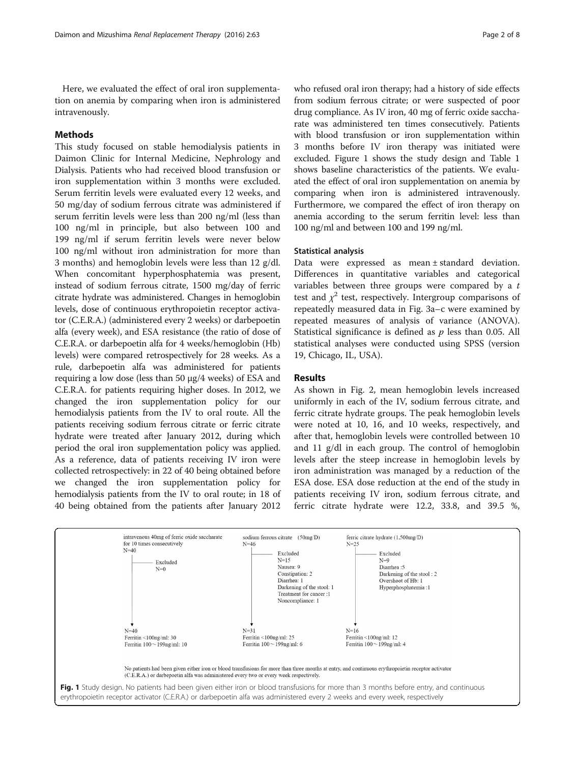Here, we evaluated the effect of oral iron supplementation on anemia by comparing when iron is administered intravenously.

## Methods

This study focused on stable hemodialysis patients in Daimon Clinic for Internal Medicine, Nephrology and Dialysis. Patients who had received blood transfusion or iron supplementation within 3 months were excluded. Serum ferritin levels were evaluated every 12 weeks, and 50 mg/day of sodium ferrous citrate was administered if serum ferritin levels were less than 200 ng/ml (less than 100 ng/ml in principle, but also between 100 and 199 ng/ml if serum ferritin levels were never below 100 ng/ml without iron administration for more than 3 months) and hemoglobin levels were less than 12 g/dl. When concomitant hyperphosphatemia was present, instead of sodium ferrous citrate, 1500 mg/day of ferric citrate hydrate was administered. Changes in hemoglobin levels, dose of continuous erythropoietin receptor activator (C.E.R.A.) (administered every 2 weeks) or darbepoetin alfa (every week), and ESA resistance (the ratio of dose of C.E.R.A. or darbepoetin alfa for 4 weeks/hemoglobin (Hb) levels) were compared retrospectively for 28 weeks. As a rule, darbepoetin alfa was administered for patients requiring a low dose (less than 50 μg/4 weeks) of ESA and C.E.R.A. for patients requiring higher doses. In 2012, we changed the iron supplementation policy for our hemodialysis patients from the IV to oral route. All the patients receiving sodium ferrous citrate or ferric citrate hydrate were treated after January 2012, during which period the oral iron supplementation policy was applied. As a reference, data of patients receiving IV iron were collected retrospectively: in 22 of 40 being obtained before we changed the iron supplementation policy for hemodialysis patients from the IV to oral route; in 18 of 40 being obtained from the patients after January 2012 who refused oral iron therapy; had a history of side effects from sodium ferrous citrate; or were suspected of poor drug compliance. As IV iron, 40 mg of ferric oxide saccharate was administered ten times consecutively. Patients with blood transfusion or iron supplementation within 3 months before IV iron therapy was initiated were excluded. Figure 1 shows the study design and Table 1 shows baseline characteristics of the patients. We evaluated the effect of oral iron supplementation on anemia by comparing when iron is administered intravenously. Furthermore, we compared the effect of iron therapy on anemia according to the serum ferritin level: less than 100 ng/ml and between 100 and 199 ng/ml.

### Statistical analysis

Data were expressed as mean ± standard deviation. Differences in quantitative variables and categorical variables between three groups were compared by a $t$ test and $\chi^2$ test, respectively. Intergroup comparisons of repeatedly measured data in Fig. 3a–c were examined by repeated measures of analysis of variance (ANOVA). Statistical significance is defined as $p$ less than 0.05. All statistical analyses were conducted using SPSS (version 19, Chicago, IL, USA).

## Results

As shown in Fig. 2, mean hemoglobin levels increased uniformly in each of the IV, sodium ferrous citrate, and ferric citrate hydrate groups. The peak hemoglobin levels were noted at 10, 16, and 10 weeks, respectively, and after that, hemoglobin levels were controlled between 10 and 11 g/dl in each group. The control of hemoglobin levels after the steep increase in hemoglobin levels by iron administration was managed by a reduction of the ESA dose. ESA dose reduction at the end of the study in patients receiving IV iron, sodium ferrous citrate, and ferric citrate hydrate were 12.2, 33.8, and 39.5 %,

| intravenous 40mg of ferric oxide saccharate for 10 times consecutively | sodium ferrous citrate (50mg/D) | ferric citrate hydrate (1,500mg/D) |
|---|---|---|
| N=40 | N=46 | N=25 |
| Excluded N=0 | Excluded N=15 (Nausea: 9; Constipation: 2; Diarrhea: 1; Darkening of the stool: 1; Treatment for cancer: 1; Noncompliance: 1) | Excluded N=9 (Diarrhea: 5; Darkening of the stool: 2; Overshoot of Hb: 1; Hyperphosphatemia: 1) |
| N=40 (Ferritin <100ng/ml: 30; Ferritin 100～199ng/ml: 10) | N=31 (Ferritin <100ng/ml: 25; Ferritin 100～199ng/ml: 6) | N=16 (Ferritin <100ng/ml: 12; Ferritin 100～199ng/ml: 4) |

No patients had been given either iron or blood transfusions for more than three months at entry, and continuous erythropoietin receptor activator (C.E.R.A.) or darbepoetin alfa was administered every two or every week respectively.

**Fig. 1** Study design. No patients had been given either iron or blood transfusions for more than 3 months before entry, and continuous erythropoietin receptor activator (C.E.R.A.) or darbepoetin alfa was administered every 2 weeks and every week, respectively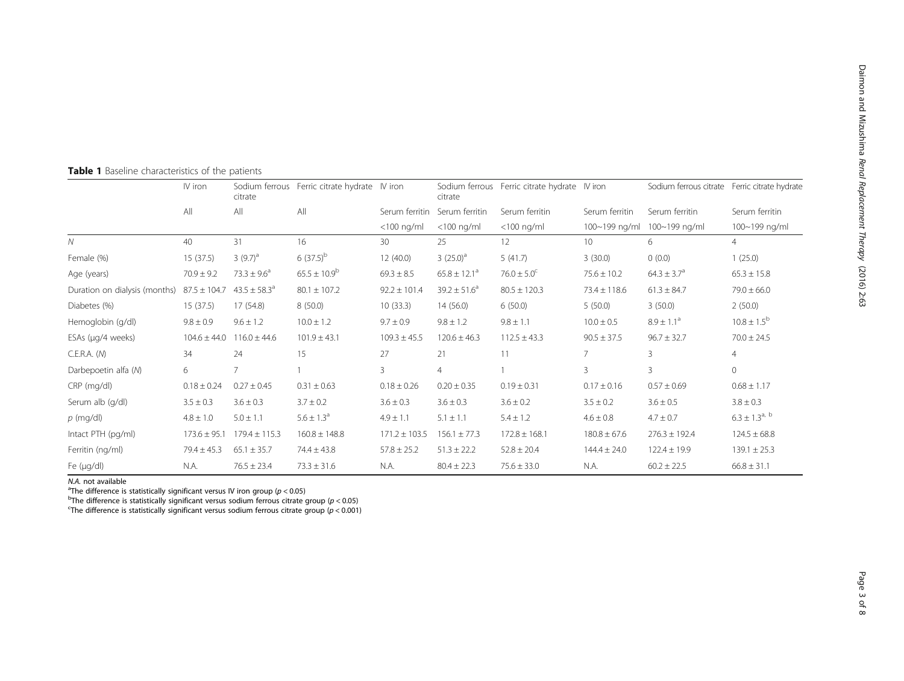**Table 1** Baseline characteristics of the patients

| | IV iron | Sodium ferrous citrate | Ferric citrate hydrate | IV iron | Sodium ferrous citrate | Ferric citrate hydrate | IV iron | Sodium ferrous citrate | Ferric citrate hydrate |
|---|---|---|---|---|---|---|---|---|---|
| | All | All | All | Serum ferritin | Serum ferritin | Serum ferritin | Serum ferritin | Serum ferritin | Serum ferritin |
| | | | | <100 ng/ml | <100 ng/ml | <100 ng/ml | 100~199 ng/ml | 100~199 ng/ml | 100~199 ng/ml |
| *N* | 40 | 31 | 16 | 30 | 25 | 12 | 10 | 6 | 4 |
| Female (%) | 15 (37.5) | 3 (9.7)[a] | 6 (37.5)[b] | 12 (40.0) | 3 (25.0)[a] | 5 (41.7) | 3 (30.0) | 0 (0.0) | 1 (25.0) |
| Age (years) | 70.9 ± 9.2 | 73.3 ± 9.6[a] | 65.5 ± 10.9[b] | 69.3 ± 8.5 | 65.8 ± 12.1[a] | 76.0 ± 5.0[c] | 75.6 ± 10.2 | 64.3 ± 3.7[a] | 65.3 ± 15.8 |
| Duration on dialysis (months) | 87.5 ± 104.7 | 43.5 ± 58.3[a] | 80.1 ± 107.2 | 92.2 ± 101.4 | 39.2 ± 51.6[a] | 80.5 ± 120.3 | 73.4 ± 118.6 | 61.3 ± 84.7 | 79.0 ± 66.0 |
| Diabetes (%) | 15 (37.5) | 17 (54.8) | 8 (50.0) | 10 (33.3) | 14 (56.0) | 6 (50.0) | 5 (50.0) | 3 (50.0) | 2 (50.0) |
| Hemoglobin (g/dl) | 9.8 ± 0.9 | 9.6 ± 1.2 | 10.0 ± 1.2 | 9.7 ± 0.9 | 9.8 ± 1.2 | 9.8 ± 1.1 | 10.0 ± 0.5 | 8.9 ± 1.1[a] | 10.8 ± 1.5[b] |
| ESAs (μg/4 weeks) | 104.6 ± 44.0 | 116.0 ± 44.6 | 101.9 ± 43.1 | 109.3 ± 45.5 | 120.6 ± 46.3 | 112.5 ± 43.3 | 90.5 ± 37.5 | 96.7 ± 32.7 | 70.0 ± 24.5 |
| C.E.R.A. (*N*) | 34 | 24 | 15 | 27 | 21 | 11 | 7 | 3 | 4 |
| Darbepoetin alfa (*N*) | 6 | 7 | 1 | 3 | 4 | 1 | 3 | 3 | 0 |
| CRP (mg/dl) | 0.18 ± 0.24 | 0.27 ± 0.45 | 0.31 ± 0.63 | 0.18 ± 0.26 | 0.20 ± 0.35 | 0.19 ± 0.31 | 0.17 ± 0.16 | 0.57 ± 0.69 | 0.68 ± 1.17 |
| Serum alb (g/dl) | 3.5 ± 0.3 | 3.6 ± 0.3 | 3.7 ± 0.2 | 3.6 ± 0.3 | 3.6 ± 0.3 | 3.6 ± 0.2 | 3.5 ± 0.2 | 3.6 ± 0.5 | 3.8 ± 0.3 |
| *p* (mg/dl) | 4.8 ± 1.0 | 5.0 ± 1.1 | 5.6 ± 1.3[a] | 4.9 ± 1.1 | 5.1 ± 1.1 | 5.4 ± 1.2 | 4.6 ± 0.8 | 4.7 ± 0.7 | 6.3 ± 1.3[a, b] |
| Intact PTH (pg/ml) | 173.6 ± 95.1 | 179.4 ± 115.3 | 160.8 ± 148.8 | 171.2 ± 103.5 | 156.1 ± 77.3 | 172.8 ± 168.1 | 180.8 ± 67.6 | 276.3 ± 192.4 | 124.5 ± 68.8 |
| Ferritin (ng/ml) | 79.4 ± 45.3 | 65.1 ± 35.7 | 74.4 ± 43.8 | 57.8 ± 25.2 | 51.3 ± 22.2 | 52.8 ± 20.4 | 144.4 ± 24.0 | 122.4 ± 19.9 | 139.1 ± 25.3 |
| Fe (μg/dl) | N.A. | 76.5 ± 23.4 | 73.3 ± 31.6 | N.A. | 80.4 ± 22.3 | 75.6 ± 33.0 | N.A. | 60.2 ± 22.5 | 66.8 ± 31.1 |

*N.A.* not available

[a]The difference is statistically significant versus IV iron group ($p < 0.05$)

[b]The difference is statistically significant versus sodium ferrous citrate group ($p < 0.05$)

[c]The difference is statistically significant versus sodium ferrous citrate group ($p < 0.001$)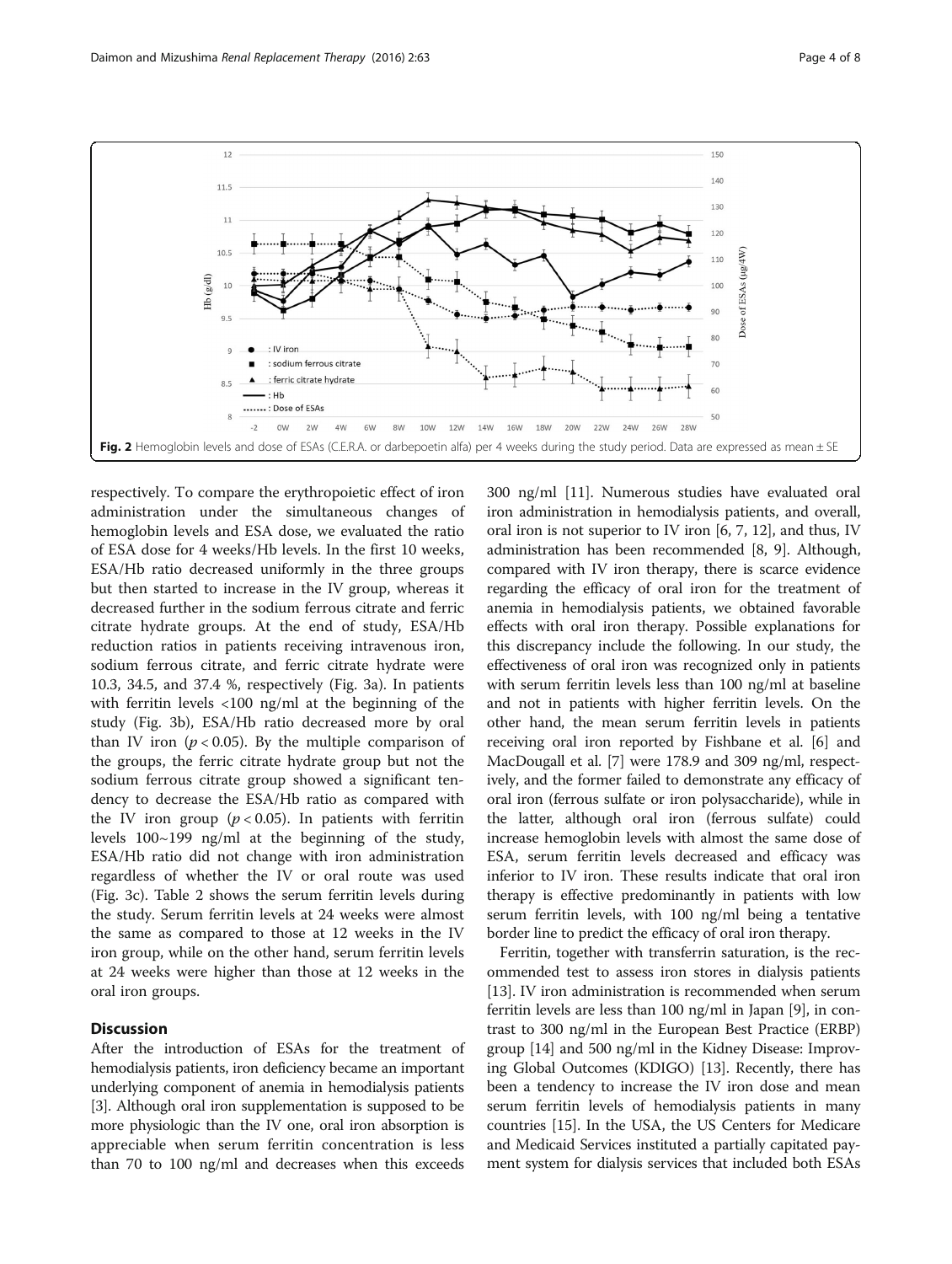Fig. 2 Hemoglobin levels and dose of ESAs (C.E.R.A. or darbepoetin alfa) per 4 weeks during the study period. Data are expressed as mean ± SE

respectively. To compare the erythropoietic effect of iron administration under the simultaneous changes of hemoglobin levels and ESA dose, we evaluated the ratio of ESA dose for 4 weeks/Hb levels. In the first 10 weeks, ESA/Hb ratio decreased uniformly in the three groups but then started to increase in the IV group, whereas it decreased further in the sodium ferrous citrate and ferric citrate hydrate groups. At the end of study, ESA/Hb reduction ratios in patients receiving intravenous iron, sodium ferrous citrate, and ferric citrate hydrate were 10.3, 34.5, and 37.4 %, respectively (Fig. 3a). In patients with ferritin levels <100 ng/ml at the beginning of the study (Fig. 3b), ESA/Hb ratio decreased more by oral than IV iron ($p < 0.05$). By the multiple comparison of the groups, the ferric citrate hydrate group but not the sodium ferrous citrate group showed a significant tendency to decrease the ESA/Hb ratio as compared with the IV iron group ($p < 0.05$). In patients with ferritin levels 100~199 ng/ml at the beginning of the study, ESA/Hb ratio did not change with iron administration regardless of whether the IV or oral route was used (Fig. 3c). Table 2 shows the serum ferritin levels during the study. Serum ferritin levels at 24 weeks were almost the same as compared to those at 12 weeks in the IV iron group, while on the other hand, serum ferritin levels at 24 weeks were higher than those at 12 weeks in the oral iron groups.

## Discussion

After the introduction of ESAs for the treatment of hemodialysis patients, iron deficiency became an important underlying component of anemia in hemodialysis patients [3]. Although oral iron supplementation is supposed to be more physiologic than the IV one, oral iron absorption is appreciable when serum ferritin concentration is less than 70 to 100 ng/ml and decreases when this exceeds 300 ng/ml [11]. Numerous studies have evaluated oral iron administration in hemodialysis patients, and overall, oral iron is not superior to IV iron [6, 7, 12], and thus, IV administration has been recommended [8, 9]. Although, compared with IV iron therapy, there is scarce evidence regarding the efficacy of oral iron for the treatment of anemia in hemodialysis patients, we obtained favorable effects with oral iron therapy. Possible explanations for this discrepancy include the following. In our study, the effectiveness of oral iron was recognized only in patients with serum ferritin levels less than 100 ng/ml at baseline and not in patients with higher ferritin levels. On the other hand, the mean serum ferritin levels in patients receiving oral iron reported by Fishbane et al. [6] and MacDougall et al. [7] were 178.9 and 309 ng/ml, respectively, and the former failed to demonstrate any efficacy of oral iron (ferrous sulfate or iron polysaccharide), while in the latter, although oral iron (ferrous sulfate) could increase hemoglobin levels with almost the same dose of ESA, serum ferritin levels decreased and efficacy was inferior to IV iron. These results indicate that oral iron therapy is effective predominantly in patients with low serum ferritin levels, with 100 ng/ml being a tentative border line to predict the efficacy of oral iron therapy.

Ferritin, together with transferrin saturation, is the recommended test to assess iron stores in dialysis patients [13]. IV iron administration is recommended when serum ferritin levels are less than 100 ng/ml in Japan [9], in contrast to 300 ng/ml in the European Best Practice (ERBP) group [14] and 500 ng/ml in the Kidney Disease: Improving Global Outcomes (KDIGO) [13]. Recently, there has been a tendency to increase the IV iron dose and mean serum ferritin levels of hemodialysis patients in many countries [15]. In the USA, the US Centers for Medicare and Medicaid Services instituted a partially capitated payment system for dialysis services that included both ESAs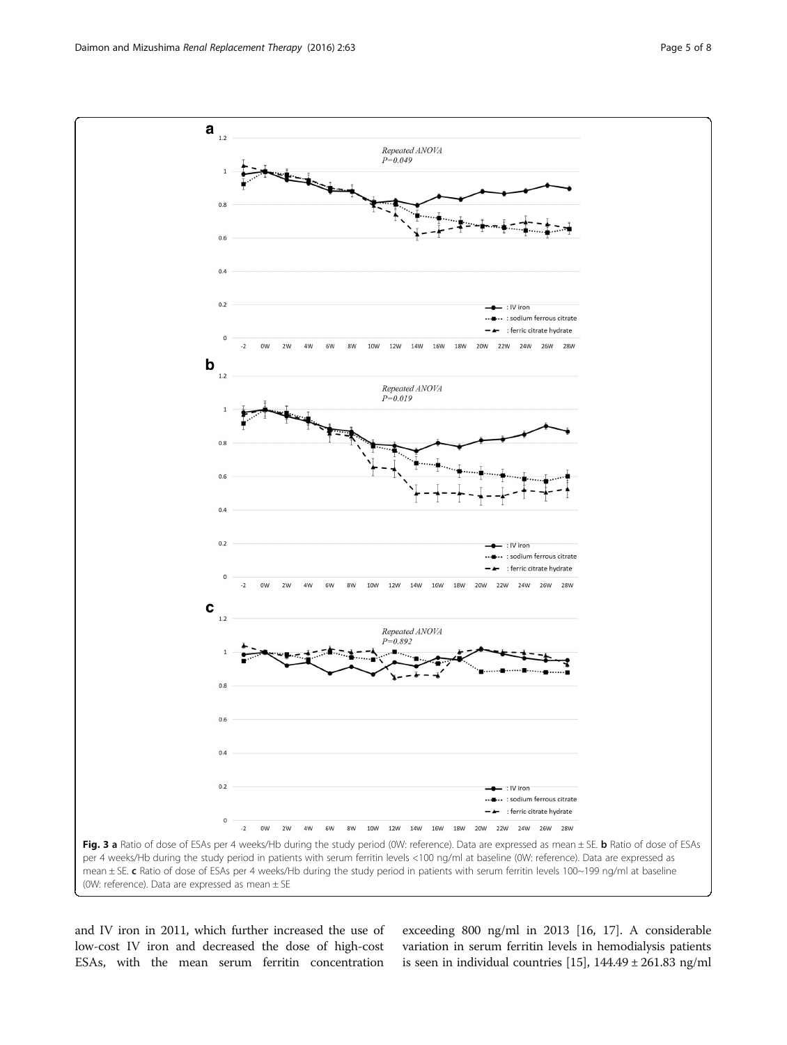**Fig. 3** **a** Ratio of dose of ESAs per 4 weeks/Hb during the study period (0W: reference). Data are expressed as mean ± SE. **b** Ratio of dose of ESAs per 4 weeks/Hb during the study period in patients with serum ferritin levels <100 ng/ml at baseline (0W: reference). Data are expressed as mean ± SE. **c** Ratio of dose of ESAs per 4 weeks/Hb during the study period in patients with serum ferritin levels 100~199 ng/ml at baseline (0W: reference). Data are expressed as mean ± SE

and IV iron in 2011, which further increased the use of low-cost IV iron and decreased the dose of high-cost ESAs, with the mean serum ferritin concentration exceeding 800 ng/ml in 2013 [16, 17]. A considerable variation in serum ferritin levels in hemodialysis patients is seen in individual countries [15], 144.49 ± 261.83 ng/ml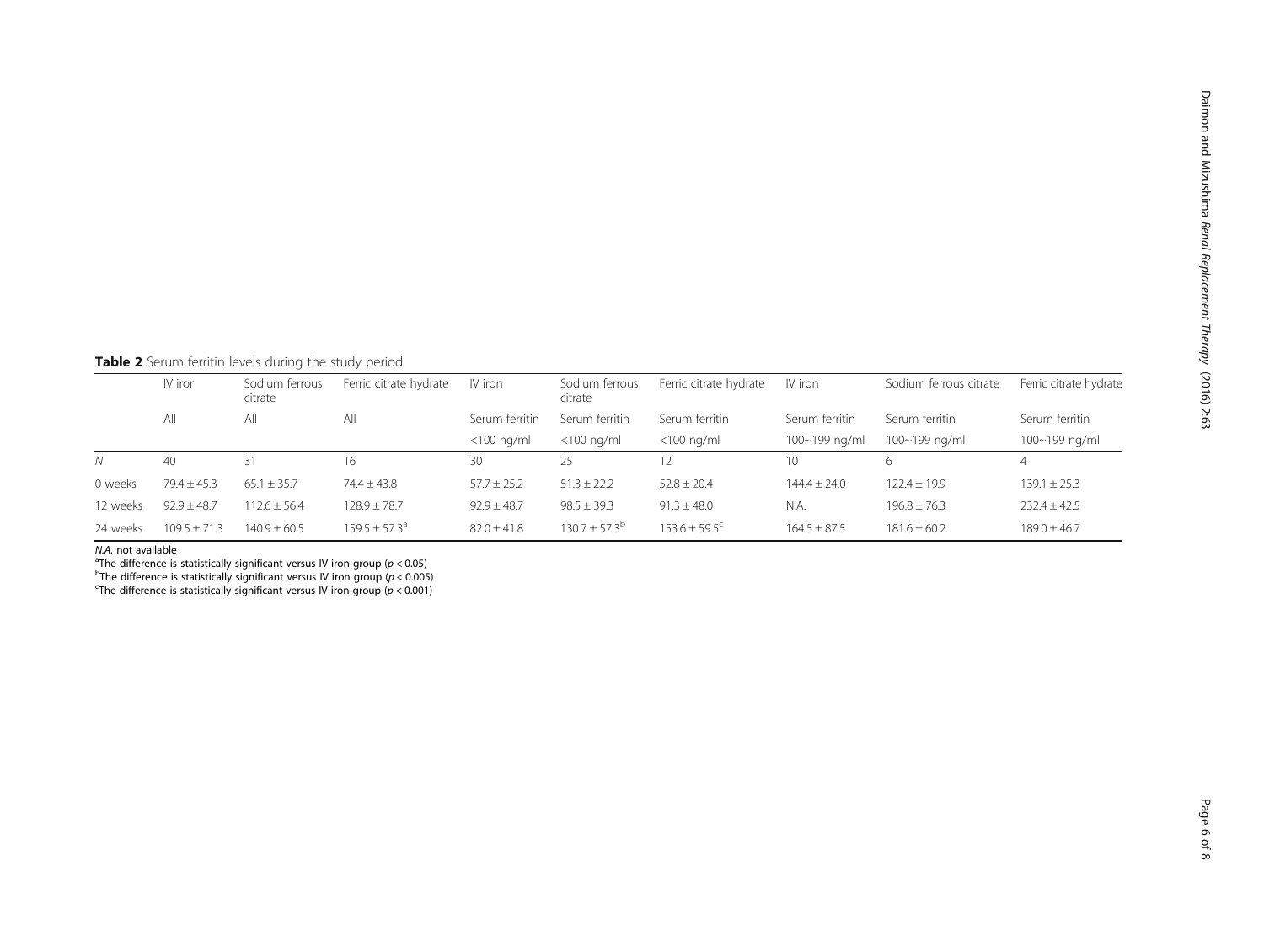**Table 2** Serum ferritin levels during the study period

| | IV iron | Sodium ferrous citrate | Ferric citrate hydrate | IV iron | Sodium ferrous citrate | Ferric citrate hydrate | IV iron | Sodium ferrous citrate | Ferric citrate hydrate |
|---|---|---|---|---|---|---|---|---|---|
| | All | All | All | Serum ferritin <100 ng/ml | Serum ferritin <100 ng/ml | Serum ferritin <100 ng/ml | Serum ferritin 100~199 ng/ml | Serum ferritin 100~199 ng/ml | Serum ferritin 100~199 ng/ml |
| *N* | 40 | 31 | 16 | 30 | 25 | 12 | 10 | 6 | 4 |
| 0 weeks | 79.4 ± 45.3 | 65.1 ± 35.7 | 74.4 ± 43.8 | 57.7 ± 25.2 | 51.3 ± 22.2 | 52.8 ± 20.4 | 144.4 ± 24.0 | 122.4 ± 19.9 | 139.1 ± 25.3 |
| 12 weeks | 92.9 ± 48.7 | 112.6 ± 56.4 | 128.9 ± 78.7 | 92.9 ± 48.7 | 98.5 ± 39.3 | 91.3 ± 48.0 | N.A. | 196.8 ± 76.3 | 232.4 ± 42.5 |
| 24 weeks | 109.5 ± 71.3 | 140.9 ± 60.5 | 159.5 ± 57.3[a] | 82.0 ± 41.8 | 130.7 ± 57.3[b] | 153.6 ± 59.5[c] | 164.5 ± 87.5 | 181.6 ± 60.2 | 189.0 ± 46.7 |

*N.A.* not available
[a]The difference is statistically significant versus IV iron group ($p < 0.05$)
[b]The difference is statistically significant versus IV iron group ($p < 0.005$)
[c]The difference is statistically significant versus IV iron group ($p < 0.001$)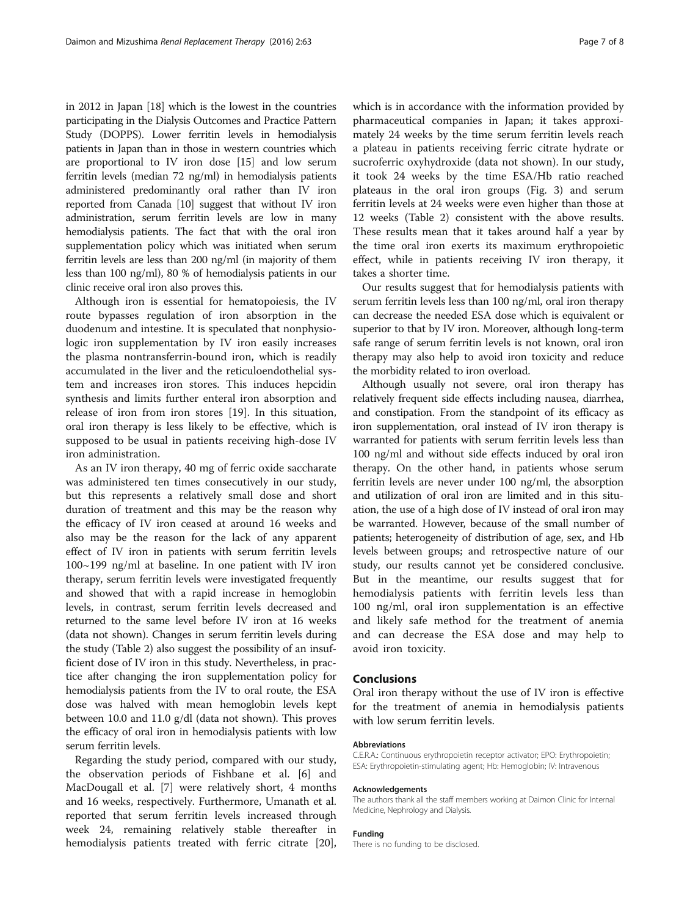in 2012 in Japan [18] which is the lowest in the countries participating in the Dialysis Outcomes and Practice Pattern Study (DOPPS). Lower ferritin levels in hemodialysis patients in Japan than in those in western countries which are proportional to IV iron dose [15] and low serum ferritin levels (median 72 ng/ml) in hemodialysis patients administered predominantly oral rather than IV iron reported from Canada [10] suggest that without IV iron administration, serum ferritin levels are low in many hemodialysis patients. The fact that with the oral iron supplementation policy which was initiated when serum ferritin levels are less than 200 ng/ml (in majority of them less than 100 ng/ml), 80 % of hemodialysis patients in our clinic receive oral iron also proves this.

Although iron is essential for hematopoiesis, the IV route bypasses regulation of iron absorption in the duodenum and intestine. It is speculated that nonphysiologic iron supplementation by IV iron easily increases the plasma nontransferrin-bound iron, which is readily accumulated in the liver and the reticuloendothelial system and increases iron stores. This induces hepcidin synthesis and limits further enteral iron absorption and release of iron from iron stores [19]. In this situation, oral iron therapy is less likely to be effective, which is supposed to be usual in patients receiving high-dose IV iron administration.

As an IV iron therapy, 40 mg of ferric oxide saccharate was administered ten times consecutively in our study, but this represents a relatively small dose and short duration of treatment and this may be the reason why the efficacy of IV iron ceased at around 16 weeks and also may be the reason for the lack of any apparent effect of IV iron in patients with serum ferritin levels 100~199 ng/ml at baseline. In one patient with IV iron therapy, serum ferritin levels were investigated frequently and showed that with a rapid increase in hemoglobin levels, in contrast, serum ferritin levels decreased and returned to the same level before IV iron at 16 weeks (data not shown). Changes in serum ferritin levels during the study (Table 2) also suggest the possibility of an insufficient dose of IV iron in this study. Nevertheless, in practice after changing the iron supplementation policy for hemodialysis patients from the IV to oral route, the ESA dose was halved with mean hemoglobin levels kept between 10.0 and 11.0 g/dl (data not shown). This proves the efficacy of oral iron in hemodialysis patients with low serum ferritin levels.

Regarding the study period, compared with our study, the observation periods of Fishbane et al. [6] and MacDougall et al. [7] were relatively short, 4 months and 16 weeks, respectively. Furthermore, Umanath et al. reported that serum ferritin levels increased through week 24, remaining relatively stable thereafter in hemodialysis patients treated with ferric citrate [20], which is in accordance with the information provided by pharmaceutical companies in Japan; it takes approximately 24 weeks by the time serum ferritin levels reach a plateau in patients receiving ferric citrate hydrate or sucroferric oxyhydroxide (data not shown). In our study, it took 24 weeks by the time ESA/Hb ratio reached plateaus in the oral iron groups (Fig. 3) and serum ferritin levels at 24 weeks were even higher than those at 12 weeks (Table 2) consistent with the above results. These results mean that it takes around half a year by the time oral iron exerts its maximum erythropoietic effect, while in patients receiving IV iron therapy, it takes a shorter time.

Our results suggest that for hemodialysis patients with serum ferritin levels less than 100 ng/ml, oral iron therapy can decrease the needed ESA dose which is equivalent or superior to that by IV iron. Moreover, although long-term safe range of serum ferritin levels is not known, oral iron therapy may also help to avoid iron toxicity and reduce the morbidity related to iron overload.

Although usually not severe, oral iron therapy has relatively frequent side effects including nausea, diarrhea, and constipation. From the standpoint of its efficacy as iron supplementation, oral instead of IV iron therapy is warranted for patients with serum ferritin levels less than 100 ng/ml and without side effects induced by oral iron therapy. On the other hand, in patients whose serum ferritin levels are never under 100 ng/ml, the absorption and utilization of oral iron are limited and in this situation, the use of a high dose of IV instead of oral iron may be warranted. However, because of the small number of patients; heterogeneity of distribution of age, sex, and Hb levels between groups; and retrospective nature of our study, our results cannot yet be considered conclusive. But in the meantime, our results suggest that for hemodialysis patients with ferritin levels less than 100 ng/ml, oral iron supplementation is an effective and likely safe method for the treatment of anemia and can decrease the ESA dose and may help to avoid iron toxicity.

## Conclusions

Oral iron therapy without the use of IV iron is effective for the treatment of anemia in hemodialysis patients with low serum ferritin levels.

#### Abbreviations

C.E.R.A.: Continuous erythropoietin receptor activator; EPO: Erythropoietin; ESA: Erythropoietin-stimulating agent; Hb: Hemoglobin; IV: Intravenous

#### Acknowledgements

The authors thank all the staff members working at Daimon Clinic for Internal Medicine, Nephrology and Dialysis.

#### Funding

There is no funding to be disclosed.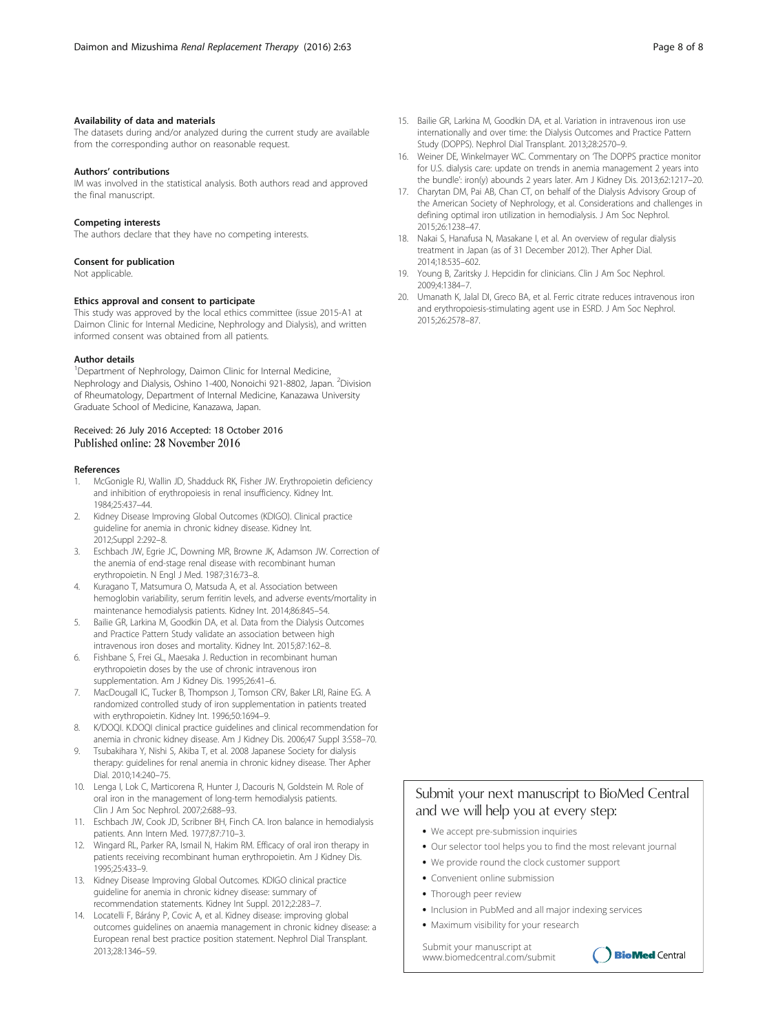#### Availability of data and materials

The datasets during and/or analyzed during the current study are available from the corresponding author on reasonable request.

#### Authors' contributions

IM was involved in the statistical analysis. Both authors read and approved the final manuscript.

#### Competing interests

The authors declare that they have no competing interests.

#### Consent for publication

Not applicable.

#### Ethics approval and consent to participate

This study was approved by the local ethics committee (issue 2015-A1 at Daimon Clinic for Internal Medicine, Nephrology and Dialysis), and written informed consent was obtained from all patients.

#### Author details

[1]Department of Nephrology, Daimon Clinic for Internal Medicine, Nephrology and Dialysis, Oshino 1-400, Nonoichi 921-8802, Japan. [2]Division of Rheumatology, Department of Internal Medicine, Kanazawa University Graduate School of Medicine, Kanazawa, Japan.

Received: 26 July 2016 Accepted: 18 October 2016
Published online: 28 November 2016

#### References

1. McGonigle RJ, Wallin JD, Shadduck RK, Fisher JW. Erythropoietin deficiency and inhibition of erythropoiesis in renal insufficiency. Kidney Int. 1984;25:437–44.
2. Kidney Disease Improving Global Outcomes (KDIGO). Clinical practice guideline for anemia in chronic kidney disease. Kidney Int. 2012;Suppl 2:292–8.
3. Eschbach JW, Egrie JC, Downing MR, Browne JK, Adamson JW. Correction of the anemia of end-stage renal disease with recombinant human erythropoietin. N Engl J Med. 1987;316:73–8.
4. Kuragano T, Matsumura O, Matsuda A, et al. Association between hemoglobin variability, serum ferritin levels, and adverse events/mortality in maintenance hemodialysis patients. Kidney Int. 2014;86:845–54.
5. Bailie GR, Larkina M, Goodkin DA, et al. Data from the Dialysis Outcomes and Practice Pattern Study validate an association between high intravenous iron doses and mortality. Kidney Int. 2015;87:162–8.
6. Fishbane S, Frei GL, Maesaka J. Reduction in recombinant human erythropoietin doses by the use of chronic intravenous iron supplementation. Am J Kidney Dis. 1995;26:41–6.
7. MacDougall IC, Tucker B, Thompson J, Tomson CRV, Baker LRI, Raine EG. A randomized controlled study of iron supplementation in patients treated with erythropoietin. Kidney Int. 1996;50:1694–9.
8. K/DOQI. K.DOQI clinical practice guidelines and clinical recommendation for anemia in chronic kidney disease. Am J Kidney Dis. 2006;47 Suppl 3:S58–70.
9. Tsubakihara Y, Nishi S, Akiba T, et al. 2008 Japanese Society for dialysis therapy: guidelines for renal anemia in chronic kidney disease. Ther Apher Dial. 2010;14:240–75.
10. Lenga I, Lok C, Marticorena R, Hunter J, Dacouris N, Goldstein M. Role of oral iron in the management of long-term hemodialysis patients. Clin J Am Soc Nephrol. 2007;2:688–93.
11. Eschbach JW, Cook JD, Scribner BH, Finch CA. Iron balance in hemodialysis patients. Ann Intern Med. 1977;87:710–3.
12. Wingard RL, Parker RA, Ismail N, Hakim RM. Efficacy of oral iron therapy in patients receiving recombinant human erythropoietin. Am J Kidney Dis. 1995;25:433–9.
13. Kidney Disease Improving Global Outcomes. KDIGO clinical practice guideline for anemia in chronic kidney disease: summary of recommendation statements. Kidney Int Suppl. 2012;2:283–7.
14. Locatelli F, Bárány P, Covic A, et al. Kidney disease: improving global outcomes guidelines on anaemia management in chronic kidney disease: a European renal best practice position statement. Nephrol Dial Transplant. 2013;28:1346–59.
15. Bailie GR, Larkina M, Goodkin DA, et al. Variation in intravenous iron use internationally and over time: the Dialysis Outcomes and Practice Pattern Study (DOPPS). Nephrol Dial Transplant. 2013;28:2570–9.
16. Weiner DE, Winkelmayer WC. Commentary on 'The DOPPS practice monitor for U.S. dialysis care: update on trends in anemia management 2 years into the bundle': iron(y) abounds 2 years later. Am J Kidney Dis. 2013;62:1217–20.
17. Charytan DM, Pai AB, Chan CT, on behalf of the Dialysis Advisory Group of the American Society of Nephrology, et al. Considerations and challenges in defining optimal iron utilization in hemodialysis. J Am Soc Nephrol. 2015;26:1238–47.
18. Nakai S, Hanafusa N, Masakane I, et al. An overview of regular dialysis treatment in Japan (as of 31 December 2012). Ther Apher Dial. 2014;18:535–602.
19. Young B, Zaritsky J. Hepcidin for clinicians. Clin J Am Soc Nephrol. 2009;4:1384–7.
20. Umanath K, Jalal DI, Greco BA, et al. Ferric citrate reduces intravenous iron and erythropoiesis-stimulating agent use in ESRD. J Am Soc Nephrol. 2015;26:2578–87.

Submit your next manuscript to BioMed Central and we will help you at every step:

- We accept pre-submission inquiries
- Our selector tool helps you to find the most relevant journal
- We provide round the clock customer support
- Convenient online submission
- Thorough peer review
- Inclusion in PubMed and all major indexing services
- Maximum visibility for your research

Submit your manuscript at
www.biomedcentral.com/submit

BioMed Central